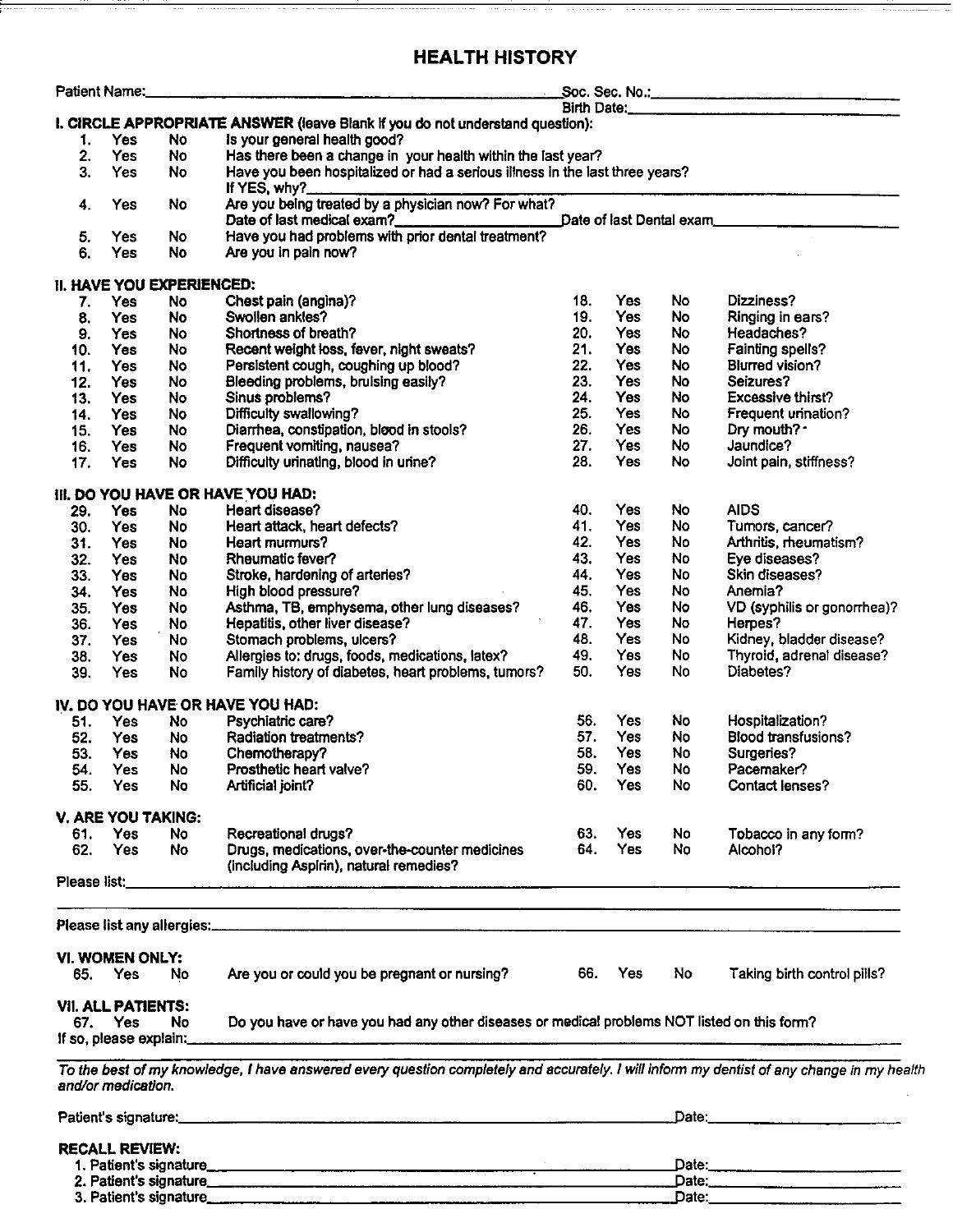# HEALTH HISTORY

Patient Name:______________________________ Soc. Sec. No.:______________________

Birth Date:______________________

## I. CIRCLE APPROPRIATE ANSWER (leave Blank if you do not understand question):

1. Yes No Is your general health good?
2. Yes No Has there been a change in your health within the last year?
3. Yes No Have you been hospitalized or had a serious illness in the last three years?
   If YES, why?______________________________
4. Yes No Are you being treated by a physician now? For what?
   Date of last medical exam?____________________ Date of last Dental exam____________________
5. Yes No Have you had problems with prior dental treatment?
6. Yes No Are you in pain now?

## II. HAVE YOU EXPERIENCED:

| No. | | | Question | No. | | | Question |
|---|---|---|---|---|---|---|---|
| 7. | Yes | No | Chest pain (angina)? | 18. | Yes | No | Dizziness? |
| 8. | Yes | No | Swollen ankles? | 19. | Yes | No | Ringing in ears? |
| 9. | Yes | No | Shortness of breath? | 20. | Yes | No | Headaches? |
| 10. | Yes | No | Recent weight loss, fever, night sweats? | 21. | Yes | No | Fainting spells? |
| 11. | Yes | No | Persistent cough, coughing up blood? | 22. | Yes | No | Blurred vision? |
| 12. | Yes | No | Bleeding problems, bruising easily? | 23. | Yes | No | Seizures? |
| 13. | Yes | No | Sinus problems? | 24. | Yes | No | Excessive thirst? |
| 14. | Yes | No | Difficulty swallowing? | 25. | Yes | No | Frequent urination? |
| 15. | Yes | No | Diarrhea, constipation, blood in stools? | 26. | Yes | No | Dry mouth? |
| 16. | Yes | No | Frequent vomiting, nausea? | 27. | Yes | No | Jaundice? |
| 17. | Yes | No | Difficulty urinating, blood in urine? | 28. | Yes | No | Joint pain, stiffness? |

## III. DO YOU HAVE OR HAVE YOU HAD:

| No. | | | Question | No. | | | Question |
|---|---|---|---|---|---|---|---|
| 29. | Yes | No | Heart disease? | 40. | Yes | No | AIDS |
| 30. | Yes | No | Heart attack, heart defects? | 41. | Yes | No | Tumors, cancer? |
| 31. | Yes | No | Heart murmurs? | 42. | Yes | No | Arthritis, rheumatism? |
| 32. | Yes | No | Rheumatic fever? | 43. | Yes | No | Eye diseases? |
| 33. | Yes | No | Stroke, hardening of arteries? | 44. | Yes | No | Skin diseases? |
| 34. | Yes | No | High blood pressure? | 45. | Yes | No | Anemia? |
| 35. | Yes | No | Asthma, TB, emphysema, other lung diseases? | 46. | Yes | No | VD (syphilis or gonorrhea)? |
| 36. | Yes | No | Hepatitis, other liver disease? | 47. | Yes | No | Herpes? |
| 37. | Yes | No | Stomach problems, ulcers? | 48. | Yes | No | Kidney, bladder disease? |
| 38. | Yes | No | Allergies to: drugs, foods, medications, latex? | 49. | Yes | No | Thyroid, adrenal disease? |
| 39. | Yes | No | Family history of diabetes, heart problems, tumors? | 50. | Yes | No | Diabetes? |

## IV. DO YOU HAVE OR HAVE YOU HAD:

| No. | | | Question | No. | | | Question |
|---|---|---|---|---|---|---|---|
| 51. | Yes | No | Psychiatric care? | 56. | Yes | No | Hospitalization? |
| 52. | Yes | No | Radiation treatments? | 57. | Yes | No | Blood transfusions? |
| 53. | Yes | No | Chemotherapy? | 58. | Yes | No | Surgeries? |
| 54. | Yes | No | Prosthetic heart valve? | 59. | Yes | No | Pacemaker? |
| 55. | Yes | No | Artificial joint? | 60. | Yes | No | Contact lenses? |

## V. ARE YOU TAKING:

| No. | | | Question | No. | | | Question |
|---|---|---|---|---|---|---|---|
| 61. | Yes | No | Recreational drugs? | 63. | Yes | No | Tobacco in any form? |
| 62. | Yes | No | Drugs, medications, over-the-counter medicines (including Aspirin), natural remedies? | 64. | Yes | No | Alcohol? |

Please list:______________________________

Please list any allergies:______________________________

## VI. WOMEN ONLY:

65. Yes No Are you or could you be pregnant or nursing?
66. Yes No Taking birth control pills?

## VII. ALL PATIENTS:

67. Yes No Do you have or have you had any other diseases or medical problems NOT listed on this form?

If so, please explain:______________________________

*To the best of my knowledge, I have answered every question completely and accurately. I will inform my dentist of any change in my health and/or medication.*

Patient's signature:______________________________ Date:____________________

## RECALL REVIEW:

1. Patient's signature______________________________ Date:____________________
2. Patient's signature______________________________ Date:____________________
3. Patient's signature______________________________ Date:____________________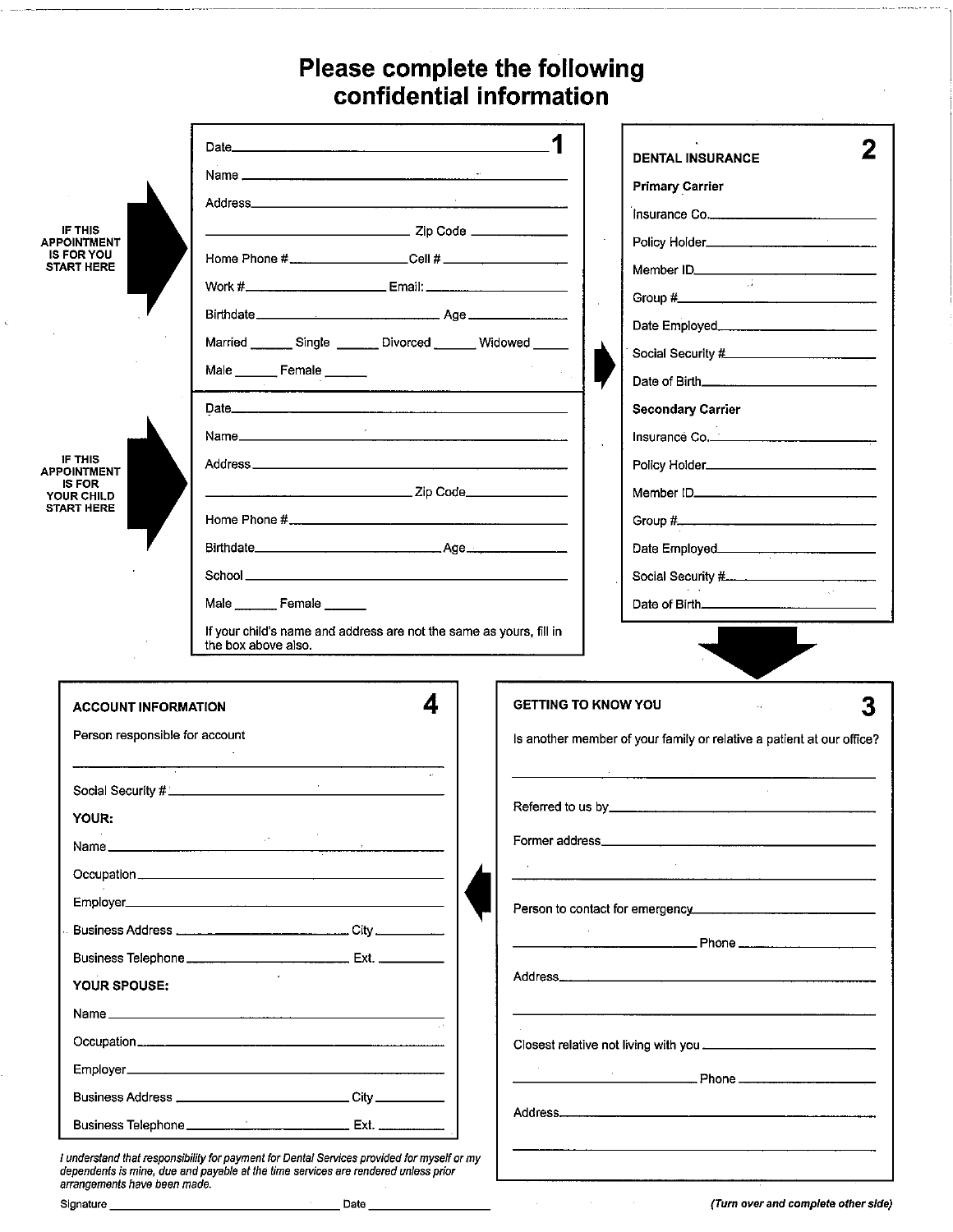# Please complete the following confidential information

**IF THIS APPOINTMENT IS FOR YOU START HERE**

## 1

Date\_\_\_\_\_\_\_\_\_\_\_\_\_\_\_\_\_\_\_\_\_\_\_\_\_\_\_\_\_\_\_\_

Name \_\_\_\_\_\_\_\_\_\_\_\_\_\_\_\_\_\_\_\_\_\_\_\_\_\_\_\_\_\_\_\_

Address\_\_\_\_\_\_\_\_\_\_\_\_\_\_\_\_\_\_\_\_\_\_\_\_\_\_\_\_\_\_\_\_

\_\_\_\_\_\_\_\_\_\_\_\_\_\_\_\_\_\_\_\_ Zip Code \_\_\_\_\_\_\_\_\_\_

Home Phone #\_\_\_\_\_\_\_\_\_\_\_\_ Cell # \_\_\_\_\_\_\_\_\_\_\_\_

Work #\_\_\_\_\_\_\_\_\_\_\_\_ Email: \_\_\_\_\_\_\_\_\_\_\_\_

Birthdate\_\_\_\_\_\_\_\_\_\_\_\_\_\_\_\_ Age \_\_\_\_\_\_\_\_

Married \_\_\_\_\_ Single \_\_\_\_\_ Divorced \_\_\_\_\_ Widowed \_\_\_\_\_

Male \_\_\_\_\_ Female \_\_\_\_\_

**IF THIS APPOINTMENT IS FOR YOUR CHILD START HERE**

Date\_\_\_\_\_\_\_\_\_\_\_\_\_\_\_\_\_\_\_\_\_\_\_\_\_\_\_\_\_\_\_\_

Name\_\_\_\_\_\_\_\_\_\_\_\_\_\_\_\_\_\_\_\_\_\_\_\_\_\_\_\_\_\_\_\_

Address \_\_\_\_\_\_\_\_\_\_\_\_\_\_\_\_\_\_\_\_\_\_\_\_\_\_\_\_\_\_\_\_

\_\_\_\_\_\_\_\_\_\_\_\_\_\_\_\_\_\_\_\_ Zip Code\_\_\_\_\_\_\_\_\_\_

Home Phone #\_\_\_\_\_\_\_\_\_\_\_\_\_\_\_\_\_\_\_\_\_\_\_\_

Birthdate\_\_\_\_\_\_\_\_\_\_\_\_\_\_\_\_ Age\_\_\_\_\_\_\_\_

School \_\_\_\_\_\_\_\_\_\_\_\_\_\_\_\_\_\_\_\_\_\_\_\_\_\_\_\_\_\_\_\_

Male \_\_\_\_\_ Female \_\_\_\_\_

If your child's name and address are not the same as yours, fill in the box above also.

## 2

**DENTAL INSURANCE**

**Primary Carrier**

Insurance Co.\_\_\_\_\_\_\_\_\_\_\_\_\_\_\_\_

Policy Holder\_\_\_\_\_\_\_\_\_\_\_\_\_\_\_\_

Member ID\_\_\_\_\_\_\_\_\_\_\_\_\_\_\_\_

Group #\_\_\_\_\_\_\_\_\_\_\_\_\_\_\_\_

Date Employed\_\_\_\_\_\_\_\_\_\_\_\_\_\_\_\_

Social Security #\_\_\_\_\_\_\_\_\_\_\_\_\_\_\_\_

Date of Birth\_\_\_\_\_\_\_\_\_\_\_\_\_\_\_\_

**Secondary Carrier**

Insurance Co.\_\_\_\_\_\_\_\_\_\_\_\_\_\_\_\_

Policy Holder\_\_\_\_\_\_\_\_\_\_\_\_\_\_\_\_

Member ID\_\_\_\_\_\_\_\_\_\_\_\_\_\_\_\_

Group #\_\_\_\_\_\_\_\_\_\_\_\_\_\_\_\_

Date Employed\_\_\_\_\_\_\_\_\_\_\_\_\_\_\_\_

Social Security #\_\_\_\_\_\_\_\_\_\_\_\_\_\_\_\_

Date of Birth\_\_\_\_\_\_\_\_\_\_\_\_\_\_\_\_

## 3

**GETTING TO KNOW YOU**

Is another member of your family or relative a patient at our office?

\_\_\_\_\_\_\_\_\_\_\_\_\_\_\_\_\_\_\_\_\_\_\_\_\_\_\_\_\_\_\_\_

Referred to us by\_\_\_\_\_\_\_\_\_\_\_\_\_\_\_\_\_\_\_\_\_\_\_\_

Former address\_\_\_\_\_\_\_\_\_\_\_\_\_\_\_\_\_\_\_\_\_\_\_\_

\_\_\_\_\_\_\_\_\_\_\_\_\_\_\_\_\_\_\_\_\_\_\_\_\_\_\_\_\_\_\_\_

Person to contact for emergency\_\_\_\_\_\_\_\_\_\_\_\_\_\_\_\_

\_\_\_\_\_\_\_\_\_\_\_\_\_\_\_\_ Phone \_\_\_\_\_\_\_\_\_\_\_\_

Address\_\_\_\_\_\_\_\_\_\_\_\_\_\_\_\_\_\_\_\_\_\_\_\_\_\_\_\_\_\_\_\_

\_\_\_\_\_\_\_\_\_\_\_\_\_\_\_\_\_\_\_\_\_\_\_\_\_\_\_\_\_\_\_\_

Closest relative not living with you \_\_\_\_\_\_\_\_\_\_\_\_\_\_\_\_

\_\_\_\_\_\_\_\_\_\_\_\_\_\_\_\_ Phone \_\_\_\_\_\_\_\_\_\_\_\_

Address\_\_\_\_\_\_\_\_\_\_\_\_\_\_\_\_\_\_\_\_\_\_\_\_\_\_\_\_\_\_\_\_

\_\_\_\_\_\_\_\_\_\_\_\_\_\_\_\_\_\_\_\_\_\_\_\_\_\_\_\_\_\_\_\_

## 4

**ACCOUNT INFORMATION**

Person responsible for account

\_\_\_\_\_\_\_\_\_\_\_\_\_\_\_\_\_\_\_\_\_\_\_\_\_\_\_\_\_\_\_\_

Social Security # \_\_\_\_\_\_\_\_\_\_\_\_\_\_\_\_

**YOUR:**

Name \_\_\_\_\_\_\_\_\_\_\_\_\_\_\_\_\_\_\_\_\_\_\_\_\_\_\_\_\_\_\_\_

Occupation \_\_\_\_\_\_\_\_\_\_\_\_\_\_\_\_\_\_\_\_\_\_\_\_\_\_\_\_\_\_\_\_

Employer\_\_\_\_\_\_\_\_\_\_\_\_\_\_\_\_\_\_\_\_\_\_\_\_\_\_\_\_\_\_\_\_

Business Address \_\_\_\_\_\_\_\_\_\_\_\_\_\_\_\_ City \_\_\_\_\_\_\_\_\_\_

Business Telephone \_\_\_\_\_\_\_\_\_\_\_\_\_\_\_\_ Ext. \_\_\_\_\_\_\_\_

**YOUR SPOUSE:**

Name \_\_\_\_\_\_\_\_\_\_\_\_\_\_\_\_\_\_\_\_\_\_\_\_\_\_\_\_\_\_\_\_

Occupation \_\_\_\_\_\_\_\_\_\_\_\_\_\_\_\_\_\_\_\_\_\_\_\_\_\_\_\_\_\_\_\_

Employer \_\_\_\_\_\_\_\_\_\_\_\_\_\_\_\_\_\_\_\_\_\_\_\_\_\_\_\_\_\_\_\_

Business Address \_\_\_\_\_\_\_\_\_\_\_\_\_\_\_\_ City \_\_\_\_\_\_\_\_\_\_

Business Telephone \_\_\_\_\_\_\_\_\_\_\_\_\_\_\_\_ Ext. \_\_\_\_\_\_\_\_

*I understand that responsibility for payment for Dental Services provided for myself or my dependents is mine, due and payable at the time services are rendered unless prior arrangements have been made.*

Signature \_\_\_\_\_\_\_\_\_\_\_\_\_\_\_\_\_\_\_\_\_\_\_\_ Date \_\_\_\_\_\_\_\_\_\_\_\_

***(Turn over and complete other side)***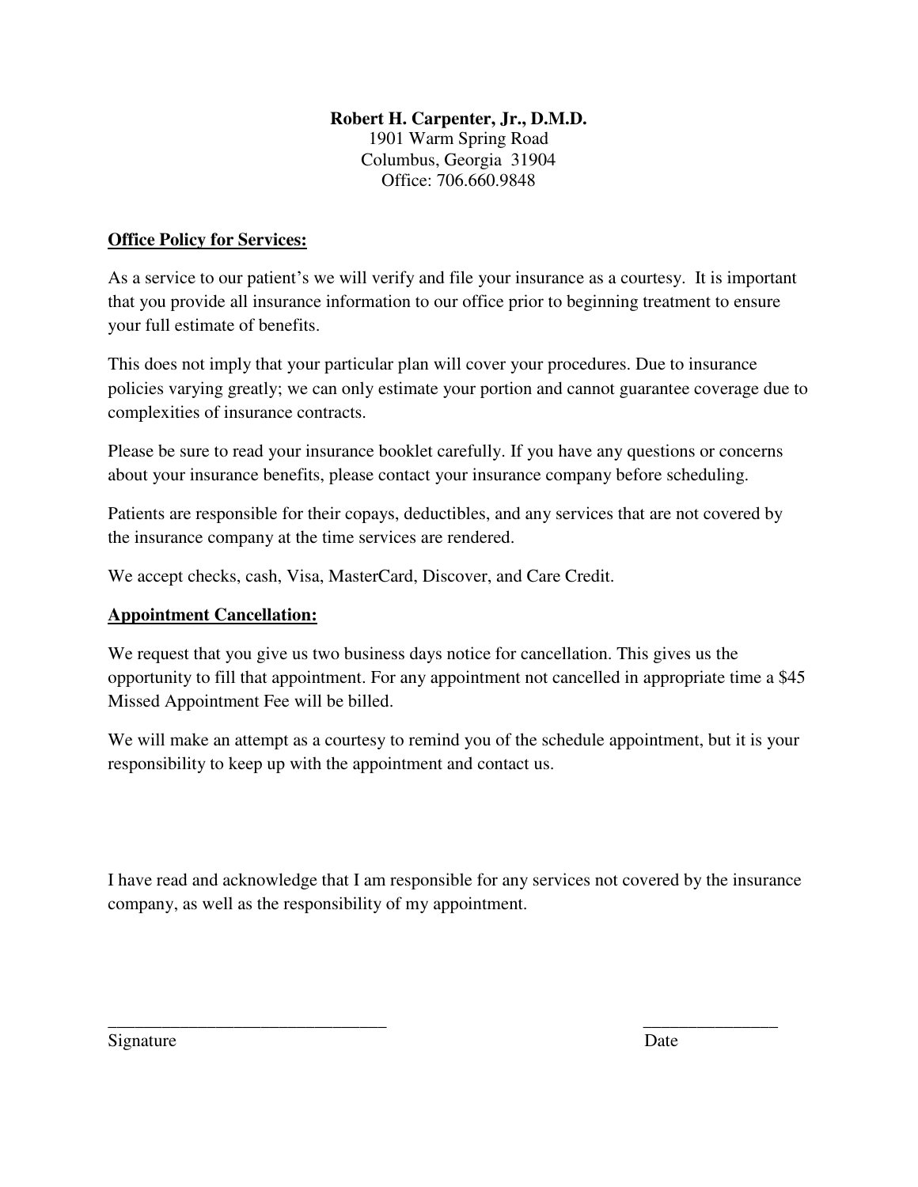**Robert H. Carpenter, Jr., D.M.D.**
1901 Warm Spring Road
Columbus, Georgia 31904
Office: 706.660.9848

**Office Policy for Services:**

As a service to our patient's we will verify and file your insurance as a courtesy. It is important that you provide all insurance information to our office prior to beginning treatment to ensure your full estimate of benefits.

This does not imply that your particular plan will cover your procedures. Due to insurance policies varying greatly; we can only estimate your portion and cannot guarantee coverage due to complexities of insurance contracts.

Please be sure to read your insurance booklet carefully. If you have any questions or concerns about your insurance benefits, please contact your insurance company before scheduling.

Patients are responsible for their copays, deductibles, and any services that are not covered by the insurance company at the time services are rendered.

We accept checks, cash, Visa, MasterCard, Discover, and Care Credit.

**Appointment Cancellation:**

We request that you give us two business days notice for cancellation. This gives us the opportunity to fill that appointment. For any appointment not cancelled in appropriate time a $45 Missed Appointment Fee will be billed.

We will make an attempt as a courtesy to remind you of the schedule appointment, but it is your responsibility to keep up with the appointment and contact us.

I have read and acknowledge that I am responsible for any services not covered by the insurance company, as well as the responsibility of my appointment.

_______________________________ Signature

_______________ Date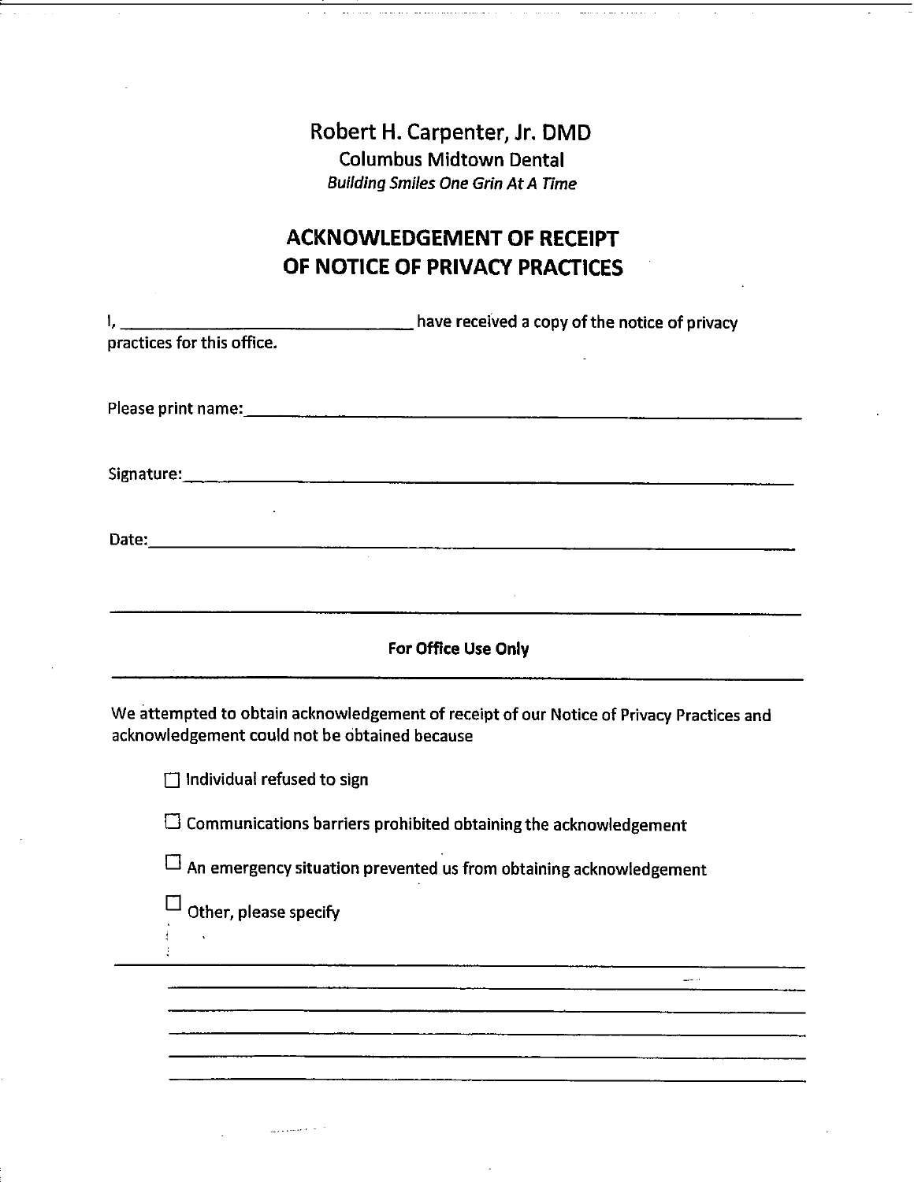# Robert H. Carpenter, Jr. DMD

## Columbus Midtown Dental

*Building Smiles One Grin At A Time*

## ACKNOWLEDGEMENT OF RECEIPT OF NOTICE OF PRIVACY PRACTICES

I, ______________________________ have received a copy of the notice of privacy practices for this office.

Please print name:________________________________________________________

Signature:______________________________________________________________

Date:__________________________________________________________________

---

**For Office Use Only**

---

We attempted to obtain acknowledgement of receipt of our Notice of Privacy Practices and acknowledgement could not be obtained because

☐ Individual refused to sign

☐ Communications barriers prohibited obtaining the acknowledgement

☐ An emergency situation prevented us from obtaining acknowledgement

☐ Other, please specify

________________________________________________________________________

________________________________________________________________________

________________________________________________________________________

________________________________________________________________________

________________________________________________________________________

________________________________________________________________________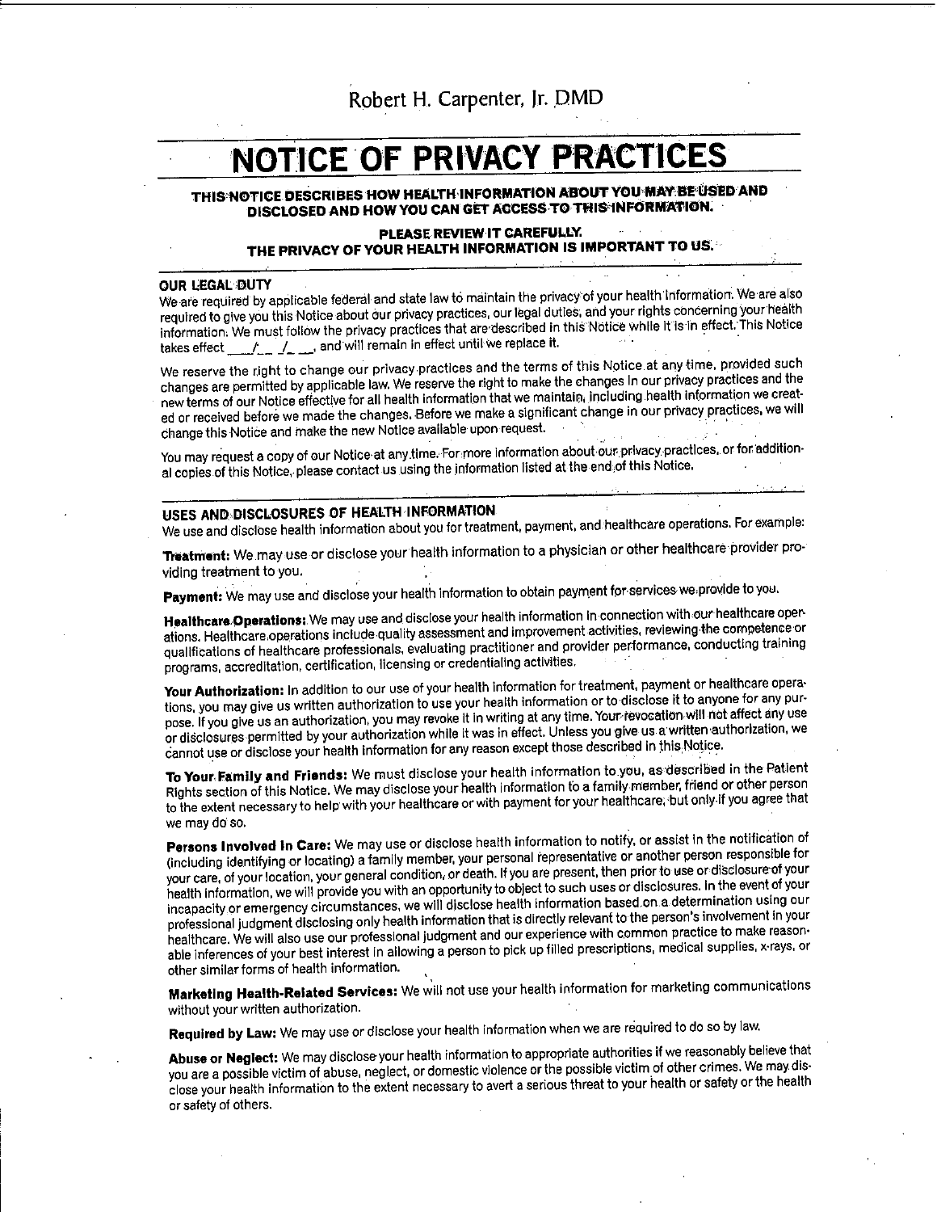Robert H. Carpenter, Jr. DMD

# NOTICE OF PRIVACY PRACTICES

**THIS NOTICE DESCRIBES HOW HEALTH INFORMATION ABOUT YOU MAY BE USED AND DISCLOSED AND HOW YOU CAN GET ACCESS TO THIS INFORMATION.**

**PLEASE REVIEW IT CAREFULLY.**
**THE PRIVACY OF YOUR HEALTH INFORMATION IS IMPORTANT TO US.**

## OUR LEGAL DUTY

We are required by applicable federal and state law to maintain the privacy of your health information. We are also required to give you this Notice about our privacy practices, our legal duties, and your rights concerning your health information. We must follow the privacy practices that are described in this Notice while it is in effect. This Notice takes effect ___/___/___, and will remain in effect until we replace it.

We reserve the right to change our privacy practices and the terms of this Notice at any time, provided such changes are permitted by applicable law. We reserve the right to make the changes in our privacy practices and the new terms of our Notice effective for all health information that we maintain, including health information we created or received before we made the changes. Before we make a significant change in our privacy practices, we will change this Notice and make the new Notice available upon request.

You may request a copy of our Notice at any time. For more information about our privacy practices, or for additional copies of this Notice, please contact us using the information listed at the end of this Notice.

## USES AND DISCLOSURES OF HEALTH INFORMATION

We use and disclose health information about you for treatment, payment, and healthcare operations. For example:

**Treatment:** We may use or disclose your health information to a physician or other healthcare provider providing treatment to you.

**Payment:** We may use and disclose your health information to obtain payment for services we provide to you.

**Healthcare Operations:** We may use and disclose your health information in connection with our healthcare operations. Healthcare operations include quality assessment and improvement activities, reviewing the competence or qualifications of healthcare professionals, evaluating practitioner and provider performance, conducting training programs, accreditation, certification, licensing or credentialing activities.

**Your Authorization:** In addition to our use of your health information for treatment, payment or healthcare operations, you may give us written authorization to use your health information or to disclose it to anyone for any purpose. If you give us an authorization, you may revoke it in writing at any time. Your revocation will not affect any use or disclosures permitted by your authorization while it was in effect. Unless you give us a written authorization, we cannot use or disclose your health information for any reason except those described in this Notice.

**To Your Family and Friends:** We must disclose your health information to you, as described in the Patient Rights section of this Notice. We may disclose your health information to a family member, friend or other person to the extent necessary to help with your healthcare or with payment for your healthcare, but only if you agree that we may do so.

**Persons Involved In Care:** We may use or disclose health information to notify, or assist in the notification of (including identifying or locating) a family member, your personal representative or another person responsible for your care, of your location, your general condition, or death. If you are present, then prior to use or disclosure of your health information, we will provide you with an opportunity to object to such uses or disclosures. In the event of your incapacity or emergency circumstances, we will disclose health information based on a determination using our professional judgment disclosing only health information that is directly relevant to the person's involvement in your healthcare. We will also use our professional judgment and our experience with common practice to make reasonable inferences of your best interest in allowing a person to pick up filled prescriptions, medical supplies, x-rays, or other similar forms of health information.

**Marketing Health-Related Services:** We will not use your health information for marketing communications without your written authorization.

**Required by Law:** We may use or disclose your health information when we are required to do so by law.

**Abuse or Neglect:** We may disclose your health information to appropriate authorities if we reasonably believe that you are a possible victim of abuse, neglect, or domestic violence or the possible victim of other crimes. We may disclose your health information to the extent necessary to avert a serious threat to your health or safety or the health or safety of others.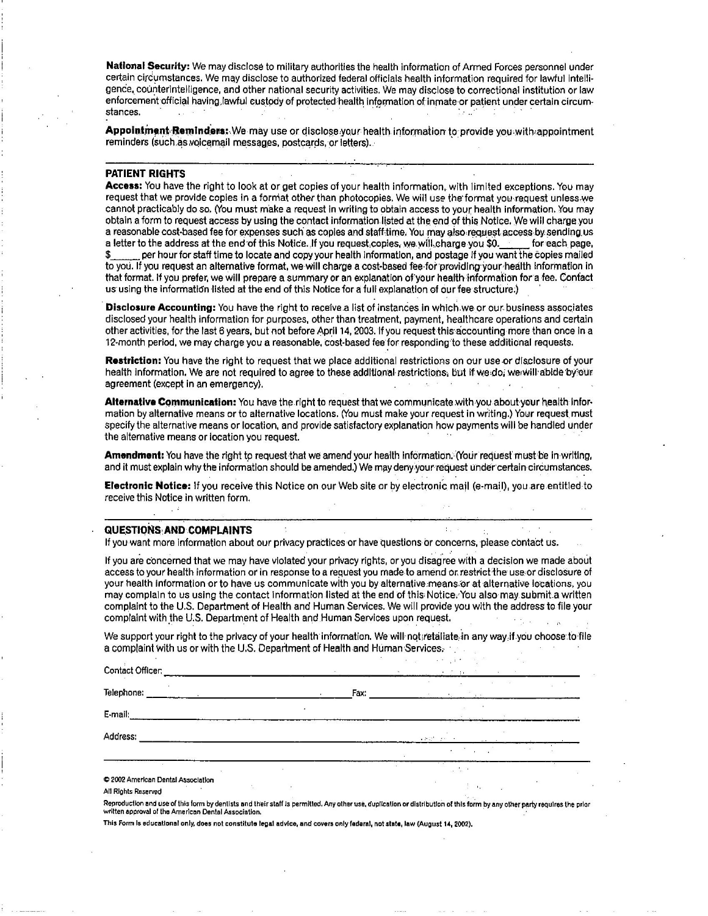**National Security:** We may disclose to military authorities the health information of Armed Forces personnel under certain circumstances. We may disclose to authorized federal officials health information required for lawful intelligence, counterintelligence, and other national security activities. We may disclose to correctional institution or law enforcement official having lawful custody of protected health information of inmate or patient under certain circumstances.

**Appointment Reminders:** We may use or disclose your health information to provide you with appointment reminders (such as voicemail messages, postcards, or letters).

## PATIENT RIGHTS

**Access:** You have the right to look at or get copies of your health information, with limited exceptions. You may request that we provide copies in a format other than photocopies. We will use the format you request unless we cannot practicably do so. (You must make a request in writing to obtain access to your health information. You may obtain a form to request access by using the contact information listed at the end of this Notice. We will charge you a reasonable cost-based fee for expenses such as copies and staff time. You may also request access by sending us a letter to the address at the end of this Notice. If you request copies, we will charge you $0.\_\_\_\_\_ for each page, $\_\_\_\_\_ per hour for staff time to locate and copy your health information, and postage if you want the copies mailed to you. If you request an alternative format, we will charge a cost-based fee for providing your health information in that format. If you prefer, we will prepare a summary or an explanation of your health information for a fee. Contact us using the information listed at the end of this Notice for a full explanation of our fee structure.)

**Disclosure Accounting:** You have the right to receive a list of instances in which we or our business associates disclosed your health information for purposes, other than treatment, payment, healthcare operations and certain other activities, for the last 6 years, but not before April 14, 2003. If you request this accounting more than once in a 12-month period, we may charge you a reasonable, cost-based fee for responding to these additional requests.

**Restriction:** You have the right to request that we place additional restrictions on our use or disclosure of your health information. We are not required to agree to these additional restrictions, but if we do, we will abide by our agreement (except in an emergency).

**Alternative Communication:** You have the right to request that we communicate with you about your health information by alternative means or to alternative locations. (You must make your request in writing.) Your request must specify the alternative means or location, and provide satisfactory explanation how payments will be handled under the alternative means or location you request.

**Amendment:** You have the right to request that we amend your health information. (Your request must be in writing, and it must explain why the information should be amended.) We may deny your request under certain circumstances.

**Electronic Notice:** If you receive this Notice on our Web site or by electronic mail (e-mail), you are entitled to receive this Notice in written form.

## QUESTIONS AND COMPLAINTS

If you want more information about our privacy practices or have questions or concerns, please contact us.

If you are concerned that we may have violated your privacy rights, or you disagree with a decision we made about access to your health information or in response to a request you made to amend or restrict the use or disclosure of your health information or to have us communicate with you by alternative means or at alternative locations, you may complain to us using the contact information listed at the end of this Notice. You also may submit a written complaint to the U.S. Department of Health and Human Services. We will provide you with the address to file your complaint with the U.S. Department of Health and Human Services upon request.

We support your right to the privacy of your health information. We will not retaliate in any way if you choose to file a complaint with us or with the U.S. Department of Health and Human Services.

Contact Officer: \_\_\_\_\_\_\_\_\_\_\_\_\_\_\_\_\_\_\_\_\_\_\_\_\_\_\_\_\_\_\_\_\_\_\_\_\_\_\_\_

Telephone: \_\_\_\_\_\_\_\_\_\_\_\_\_\_\_\_\_\_\_\_ Fax: \_\_\_\_\_\_\_\_\_\_\_\_\_\_\_\_\_\_\_\_

E-mail: \_\_\_\_\_\_\_\_\_\_\_\_\_\_\_\_\_\_\_\_\_\_\_\_\_\_\_\_\_\_\_\_\_\_\_\_\_\_\_\_

Address: \_\_\_\_\_\_\_\_\_\_\_\_\_\_\_\_\_\_\_\_\_\_\_\_\_\_\_\_\_\_\_\_\_\_\_\_\_\_\_\_

© 2002 American Dental Association

All Rights Reserved

Reproduction and use of this form by dentists and their staff is permitted. Any other use, duplication or distribution of this form by any other party requires the prior written approval of the American Dental Association.

This Form is educational only, does not constitute legal advice, and covers only federal, not state, law (August 14, 2002).